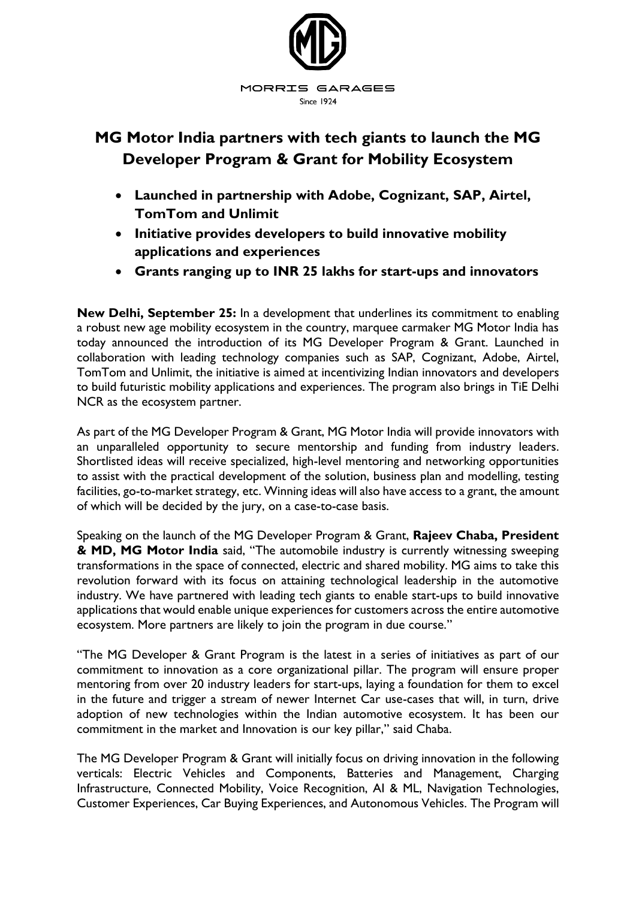MORRIS GARAGES
Since 1924

# MG Motor India partners with tech giants to launch the MG Developer Program & Grant for Mobility Ecosystem

- **Launched in partnership with Adobe, Cognizant, SAP, Airtel, TomTom and Unlimit**
- **Initiative provides developers to build innovative mobility applications and experiences**
- **Grants ranging up to INR 25 lakhs for start-ups and innovators**

**New Delhi, September 25:** In a development that underlines its commitment to enabling a robust new age mobility ecosystem in the country, marquee carmaker MG Motor India has today announced the introduction of its MG Developer Program & Grant. Launched in collaboration with leading technology companies such as SAP, Cognizant, Adobe, Airtel, TomTom and Unlimit, the initiative is aimed at incentivizing Indian innovators and developers to build futuristic mobility applications and experiences. The program also brings in TiE Delhi NCR as the ecosystem partner.

As part of the MG Developer Program & Grant, MG Motor India will provide innovators with an unparalleled opportunity to secure mentorship and funding from industry leaders. Shortlisted ideas will receive specialized, high-level mentoring and networking opportunities to assist with the practical development of the solution, business plan and modelling, testing facilities, go-to-market strategy, etc. Winning ideas will also have access to a grant, the amount of which will be decided by the jury, on a case-to-case basis.

Speaking on the launch of the MG Developer Program & Grant, **Rajeev Chaba, President & MD, MG Motor India** said, "The automobile industry is currently witnessing sweeping transformations in the space of connected, electric and shared mobility. MG aims to take this revolution forward with its focus on attaining technological leadership in the automotive industry. We have partnered with leading tech giants to enable start-ups to build innovative applications that would enable unique experiences for customers across the entire automotive ecosystem. More partners are likely to join the program in due course."

"The MG Developer & Grant Program is the latest in a series of initiatives as part of our commitment to innovation as a core organizational pillar. The program will ensure proper mentoring from over 20 industry leaders for start-ups, laying a foundation for them to excel in the future and trigger a stream of newer Internet Car use-cases that will, in turn, drive adoption of new technologies within the Indian automotive ecosystem. It has been our commitment in the market and Innovation is our key pillar," said Chaba.

The MG Developer Program & Grant will initially focus on driving innovation in the following verticals: Electric Vehicles and Components, Batteries and Management, Charging Infrastructure, Connected Mobility, Voice Recognition, AI & ML, Navigation Technologies, Customer Experiences, Car Buying Experiences, and Autonomous Vehicles. The Program will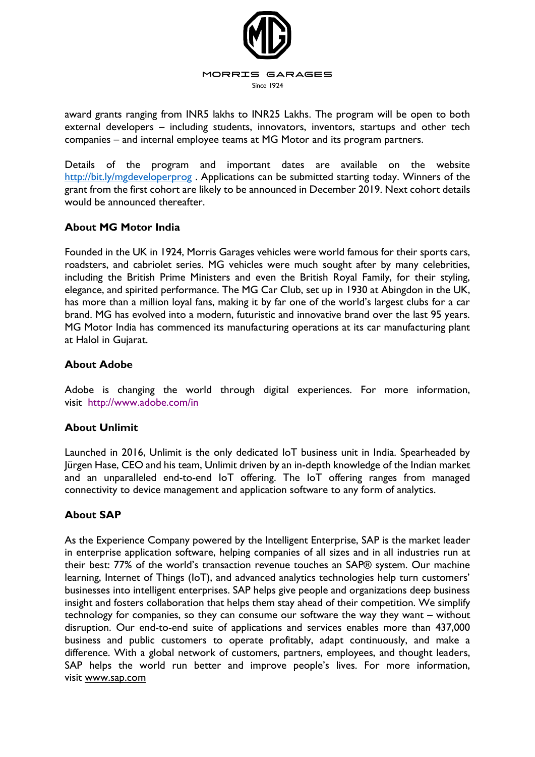award grants ranging from INR5 lakhs to INR25 Lakhs. The program will be open to both external developers – including students, innovators, inventors, startups and other tech companies – and internal employee teams at MG Motor and its program partners.

Details of the program and important dates are available on the website [http://bit.ly/mgdeveloperprog](http://bit.ly/mgdeveloperprog) . Applications can be submitted starting today. Winners of the grant from the first cohort are likely to be announced in December 2019. Next cohort details would be announced thereafter.

**About MG Motor India**

Founded in the UK in 1924, Morris Garages vehicles were world famous for their sports cars, roadsters, and cabriolet series. MG vehicles were much sought after by many celebrities, including the British Prime Ministers and even the British Royal Family, for their styling, elegance, and spirited performance. The MG Car Club, set up in 1930 at Abingdon in the UK, has more than a million loyal fans, making it by far one of the world's largest clubs for a car brand. MG has evolved into a modern, futuristic and innovative brand over the last 95 years. MG Motor India has commenced its manufacturing operations at its car manufacturing plant at Halol in Gujarat.

**About Adobe**

Adobe is changing the world through digital experiences. For more information, visit [http://www.adobe.com/in](http://www.adobe.com/in)

**About Unlimit**

Launched in 2016, Unlimit is the only dedicated IoT business unit in India. Spearheaded by Jürgen Hase, CEO and his team, Unlimit driven by an in-depth knowledge of the Indian market and an unparalleled end-to-end IoT offering. The IoT offering ranges from managed connectivity to device management and application software to any form of analytics.

**About SAP**

As the Experience Company powered by the Intelligent Enterprise, SAP is the market leader in enterprise application software, helping companies of all sizes and in all industries run at their best: 77% of the world's transaction revenue touches an SAP® system. Our machine learning, Internet of Things (IoT), and advanced analytics technologies help turn customers' businesses into intelligent enterprises. SAP helps give people and organizations deep business insight and fosters collaboration that helps them stay ahead of their competition. We simplify technology for companies, so they can consume our software the way they want – without disruption. Our end-to-end suite of applications and services enables more than 437,000 business and public customers to operate profitably, adapt continuously, and make a difference. With a global network of customers, partners, employees, and thought leaders, SAP helps the world run better and improve people's lives. For more information, visit [www.sap.com](http://www.sap.com)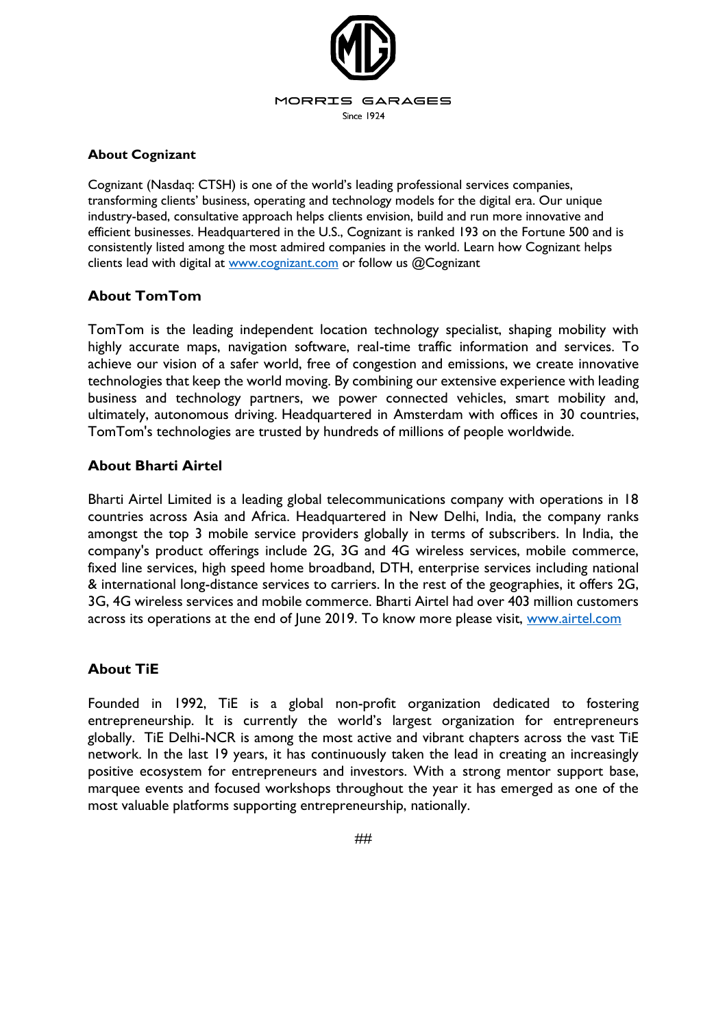### About Cognizant

Cognizant (Nasdaq: CTSH) is one of the world's leading professional services companies, transforming clients' business, operating and technology models for the digital era. Our unique industry-based, consultative approach helps clients envision, build and run more innovative and efficient businesses. Headquartered in the U.S., Cognizant is ranked 193 on the Fortune 500 and is consistently listed among the most admired companies in the world. Learn how Cognizant helps clients lead with digital at www.cognizant.com or follow us @Cognizant

### About TomTom

TomTom is the leading independent location technology specialist, shaping mobility with highly accurate maps, navigation software, real-time traffic information and services. To achieve our vision of a safer world, free of congestion and emissions, we create innovative technologies that keep the world moving. By combining our extensive experience with leading business and technology partners, we power connected vehicles, smart mobility and, ultimately, autonomous driving. Headquartered in Amsterdam with offices in 30 countries, TomTom's technologies are trusted by hundreds of millions of people worldwide.

### About Bharti Airtel

Bharti Airtel Limited is a leading global telecommunications company with operations in 18 countries across Asia and Africa. Headquartered in New Delhi, India, the company ranks amongst the top 3 mobile service providers globally in terms of subscribers. In India, the company's product offerings include 2G, 3G and 4G wireless services, mobile commerce, fixed line services, high speed home broadband, DTH, enterprise services including national & international long-distance services to carriers. In the rest of the geographies, it offers 2G, 3G, 4G wireless services and mobile commerce. Bharti Airtel had over 403 million customers across its operations at the end of June 2019. To know more please visit, www.airtel.com

### About TiE

Founded in 1992, TiE is a global non-profit organization dedicated to fostering entrepreneurship. It is currently the world's largest organization for entrepreneurs globally. TiE Delhi-NCR is among the most active and vibrant chapters across the vast TiE network. In the last 19 years, it has continuously taken the lead in creating an increasingly positive ecosystem for entrepreneurs and investors. With a strong mentor support base, marquee events and focused workshops throughout the year it has emerged as one of the most valuable platforms supporting entrepreneurship, nationally.

##